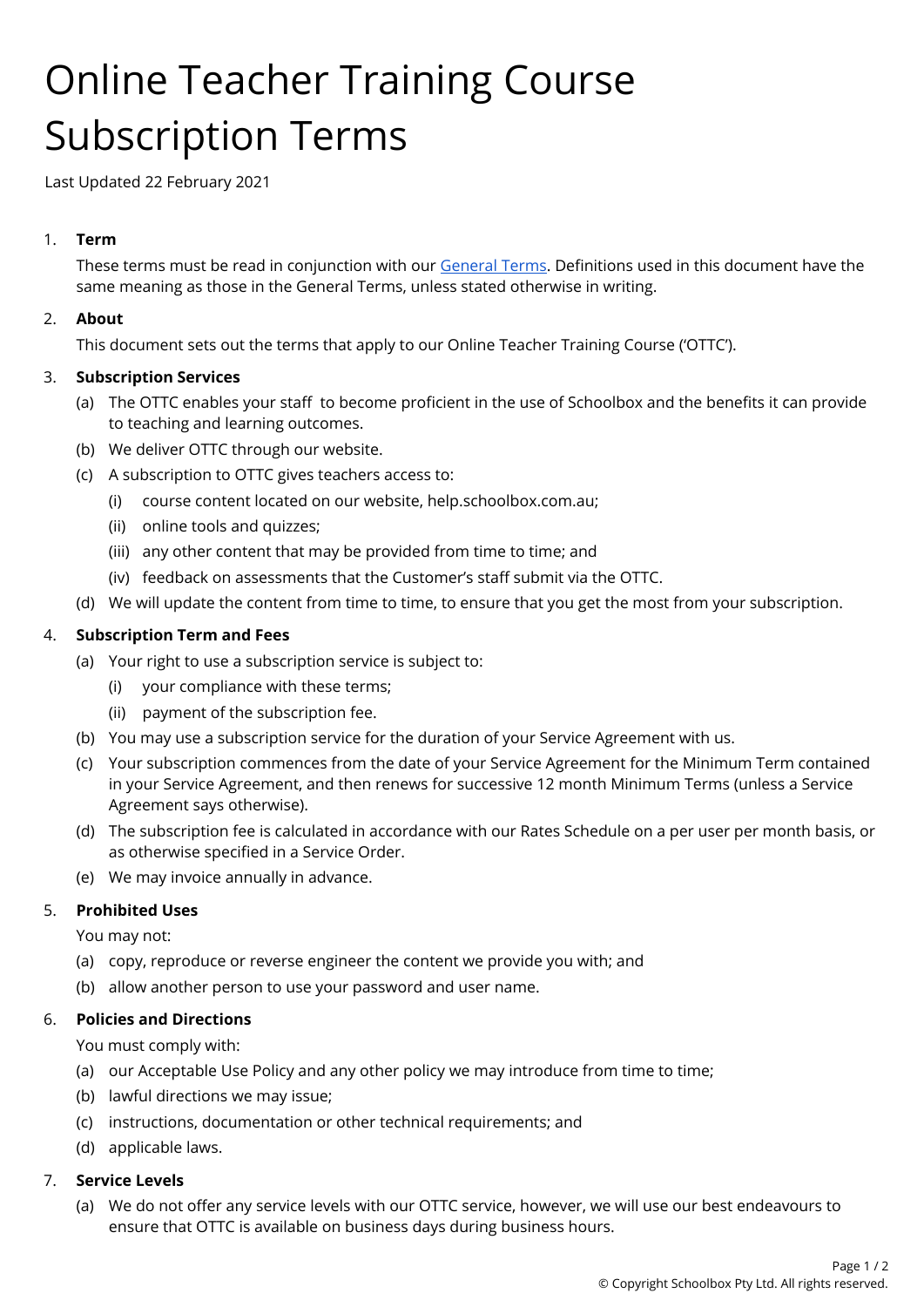# Online Teacher Training Course Subscription Terms

Last Updated 22 February 2021

1. **Term**

   These terms must be read in conjunction with our [General Terms](). Definitions used in this document have the same meaning as those in the General Terms, unless stated otherwise in writing.

2. **About**

   This document sets out the terms that apply to our Online Teacher Training Course ('OTTC').

3. **Subscription Services**

   (a) The OTTC enables your staff to become proficient in the use of Schoolbox and the benefits it can provide to teaching and learning outcomes.

   (b) We deliver OTTC through our website.

   (c) A subscription to OTTC gives teachers access to:

      (i) course content located on our website, help.schoolbox.com.au;

      (ii) online tools and quizzes;

      (iii) any other content that may be provided from time to time; and

      (iv) feedback on assessments that the Customer's staff submit via the OTTC.

   (d) We will update the content from time to time, to ensure that you get the most from your subscription.

4. **Subscription Term and Fees**

   (a) Your right to use a subscription service is subject to:

      (i) your compliance with these terms;

      (ii) payment of the subscription fee.

   (b) You may use a subscription service for the duration of your Service Agreement with us.

   (c) Your subscription commences from the date of your Service Agreement for the Minimum Term contained in your Service Agreement, and then renews for successive 12 month Minimum Terms (unless a Service Agreement says otherwise).

   (d) The subscription fee is calculated in accordance with our Rates Schedule on a per user per month basis, or as otherwise specified in a Service Order.

   (e) We may invoice annually in advance.

5. **Prohibited Uses**

   You may not:

   (a) copy, reproduce or reverse engineer the content we provide you with; and

   (b) allow another person to use your password and user name.

6. **Policies and Directions**

   You must comply with:

   (a) our Acceptable Use Policy and any other policy we may introduce from time to time;

   (b) lawful directions we may issue;

   (c) instructions, documentation or other technical requirements; and

   (d) applicable laws.

7. **Service Levels**

   (a) We do not offer any service levels with our OTTC service, however, we will use our best endeavours to ensure that OTTC is available on business days during business hours.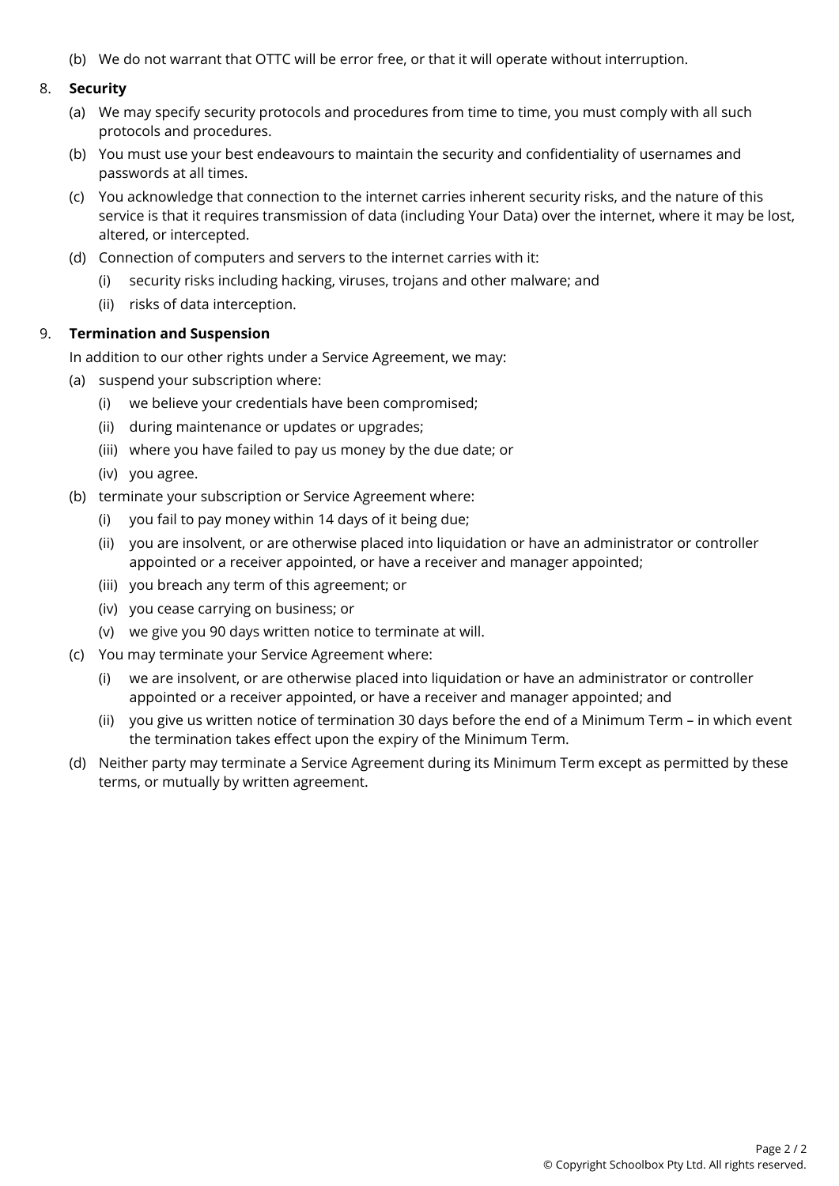(b) We do not warrant that OTTC will be error free, or that it will operate without interruption.

8. **Security**

   (a) We may specify security protocols and procedures from time to time, you must comply with all such protocols and procedures.

   (b) You must use your best endeavours to maintain the security and confidentiality of usernames and passwords at all times.

   (c) You acknowledge that connection to the internet carries inherent security risks, and the nature of this service is that it requires transmission of data (including Your Data) over the internet, where it may be lost, altered, or intercepted.

   (d) Connection of computers and servers to the internet carries with it:

      (i) security risks including hacking, viruses, trojans and other malware; and

      (ii) risks of data interception.

9. **Termination and Suspension**

   In addition to our other rights under a Service Agreement, we may:

   (a) suspend your subscription where:

      (i) we believe your credentials have been compromised;

      (ii) during maintenance or updates or upgrades;

      (iii) where you have failed to pay us money by the due date; or

      (iv) you agree.

   (b) terminate your subscription or Service Agreement where:

      (i) you fail to pay money within 14 days of it being due;

      (ii) you are insolvent, or are otherwise placed into liquidation or have an administrator or controller appointed or a receiver appointed, or have a receiver and manager appointed;

      (iii) you breach any term of this agreement; or

      (iv) you cease carrying on business; or

      (v) we give you 90 days written notice to terminate at will.

   (c) You may terminate your Service Agreement where:

      (i) we are insolvent, or are otherwise placed into liquidation or have an administrator or controller appointed or a receiver appointed, or have a receiver and manager appointed; and

      (ii) you give us written notice of termination 30 days before the end of a Minimum Term – in which event the termination takes effect upon the expiry of the Minimum Term.

   (d) Neither party may terminate a Service Agreement during its Minimum Term except as permitted by these terms, or mutually by written agreement.

© Copyright Schoolbox Pty Ltd. All rights reserved.